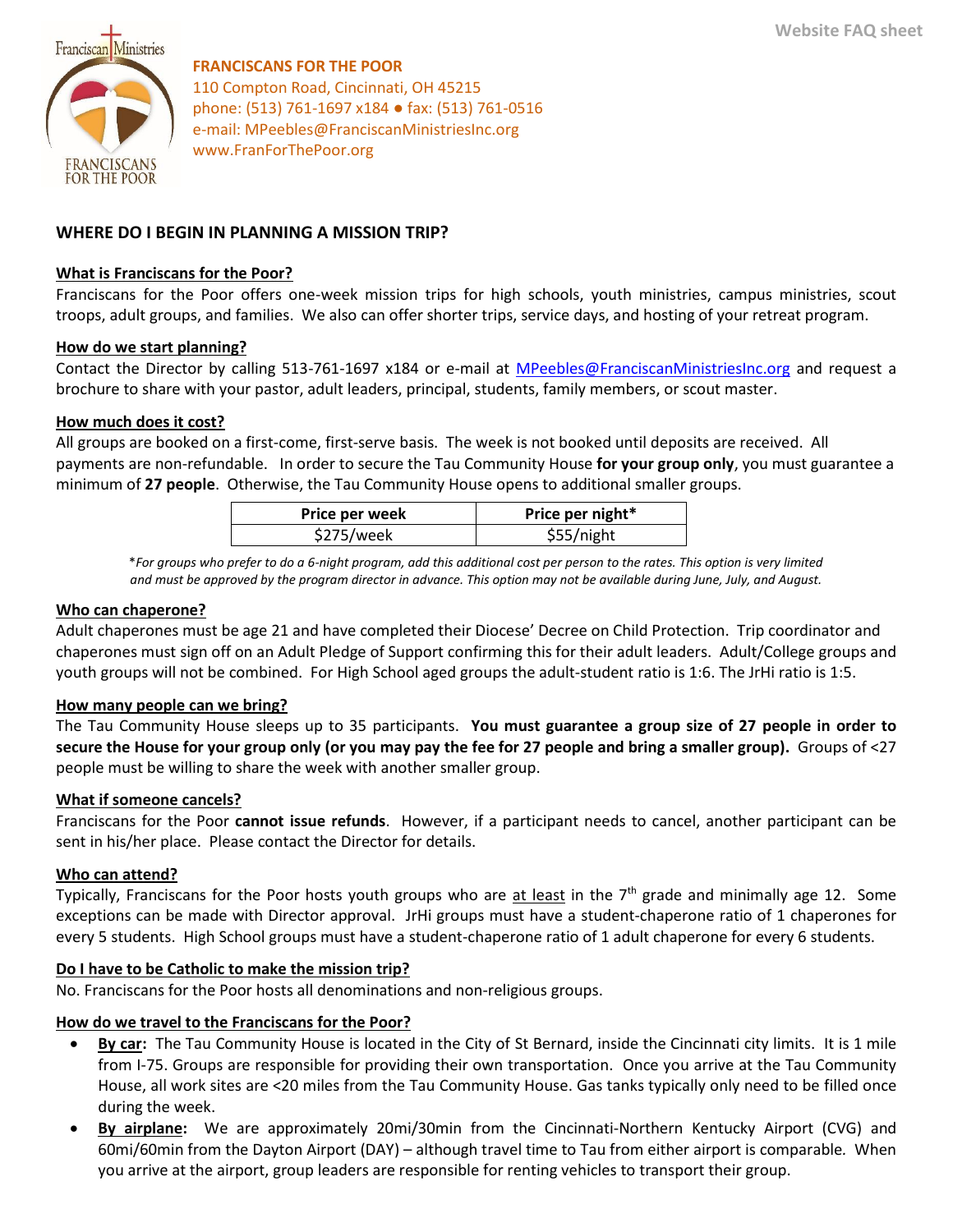Website FAQ sheet

**FRANCISCANS FOR THE POOR**
110 Compton Road, Cincinnati, OH 45215
phone: (513) 761-1697 x184 ● fax: (513) 761-0516
e-mail: MPeebles@FranciscanMinistriesInc.org
www.FranForThePoor.org

## WHERE DO I BEGIN IN PLANNING A MISSION TRIP?

### What is Franciscans for the Poor?

Franciscans for the Poor offers one-week mission trips for high schools, youth ministries, campus ministries, scout troops, adult groups, and families. We also can offer shorter trips, service days, and hosting of your retreat program.

### How do we start planning?

Contact the Director by calling 513-761-1697 x184 or e-mail at MPeebles@FranciscanMinistriesInc.org and request a brochure to share with your pastor, adult leaders, principal, students, family members, or scout master.

### How much does it cost?

All groups are booked on a first-come, first-serve basis. The week is not booked until deposits are received. All payments are non-refundable. In order to secure the Tau Community House **for your group only**, you must guarantee a minimum of **27 people**. Otherwise, the Tau Community House opens to additional smaller groups.

| Price per week | Price per night* |
|---|---|
| $275/week | $55/night |

**For groups who prefer to do a 6-night program, add this additional cost per person to the rates. This option is very limited and must be approved by the program director in advance. This option may not be available during June, July, and August.*

### Who can chaperone?

Adult chaperones must be age 21 and have completed their Diocese' Decree on Child Protection. Trip coordinator and chaperones must sign off on an Adult Pledge of Support confirming this for their adult leaders. Adult/College groups and youth groups will not be combined. For High School aged groups the adult-student ratio is 1:6. The JrHi ratio is 1:5.

### How many people can we bring?

The Tau Community House sleeps up to 35 participants. **You must guarantee a group size of 27 people in order to secure the House for your group only (or you may pay the fee for 27 people and bring a smaller group).** Groups of <27 people must be willing to share the week with another smaller group.

### What if someone cancels?

Franciscans for the Poor **cannot issue refunds**. However, if a participant needs to cancel, another participant can be sent in his/her place. Please contact the Director for details.

### Who can attend?

Typically, Franciscans for the Poor hosts youth groups who are at least in the 7th grade and minimally age 12. Some exceptions can be made with Director approval. JrHi groups must have a student-chaperone ratio of 1 chaperones for every 5 students. High School groups must have a student-chaperone ratio of 1 adult chaperone for every 6 students.

### Do I have to be Catholic to make the mission trip?

No. Franciscans for the Poor hosts all denominations and non-religious groups.

### How do we travel to the Franciscans for the Poor?

- **By car:** The Tau Community House is located in the City of St Bernard, inside the Cincinnati city limits. It is 1 mile from I-75. Groups are responsible for providing their own transportation. Once you arrive at the Tau Community House, all work sites are <20 miles from the Tau Community House. Gas tanks typically only need to be filled once during the week.
- **By airplane:** We are approximately 20mi/30min from the Cincinnati-Northern Kentucky Airport (CVG) and 60mi/60min from the Dayton Airport (DAY) – although travel time to Tau from either airport is comparable. When you arrive at the airport, group leaders are responsible for renting vehicles to transport their group.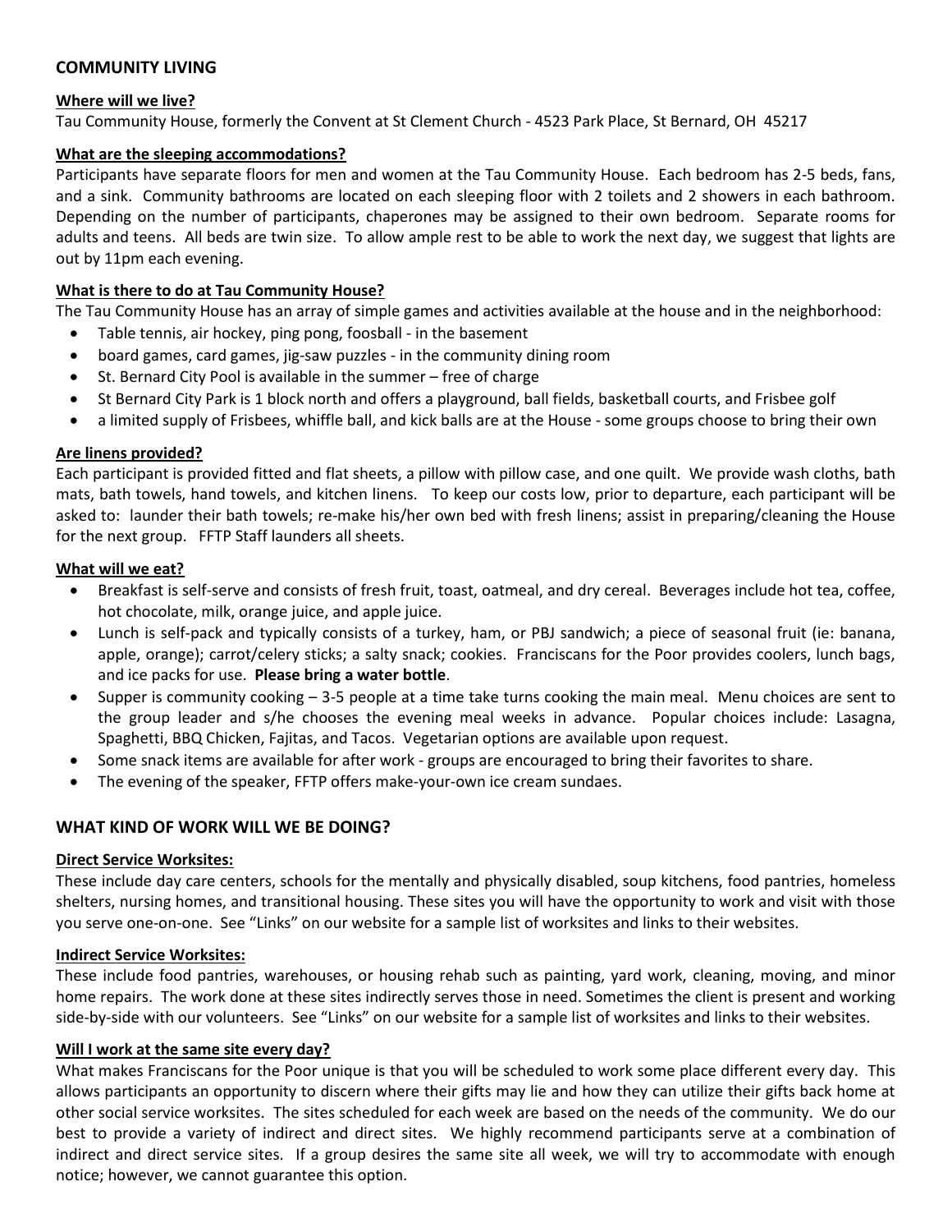## COMMUNITY LIVING

### Where will we live?

Tau Community House, formerly the Convent at St Clement Church - 4523 Park Place, St Bernard, OH 45217

### What are the sleeping accommodations?

Participants have separate floors for men and women at the Tau Community House. Each bedroom has 2-5 beds, fans, and a sink. Community bathrooms are located on each sleeping floor with 2 toilets and 2 showers in each bathroom. Depending on the number of participants, chaperones may be assigned to their own bedroom. Separate rooms for adults and teens. All beds are twin size. To allow ample rest to be able to work the next day, we suggest that lights are out by 11pm each evening.

### What is there to do at Tau Community House?

The Tau Community House has an array of simple games and activities available at the house and in the neighborhood:

- Table tennis, air hockey, ping pong, foosball - in the basement
- board games, card games, jig-saw puzzles - in the community dining room
- St. Bernard City Pool is available in the summer – free of charge
- St Bernard City Park is 1 block north and offers a playground, ball fields, basketball courts, and Frisbee golf
- a limited supply of Frisbees, whiffle ball, and kick balls are at the House - some groups choose to bring their own

### Are linens provided?

Each participant is provided fitted and flat sheets, a pillow with pillow case, and one quilt. We provide wash cloths, bath mats, bath towels, hand towels, and kitchen linens. To keep our costs low, prior to departure, each participant will be asked to: launder their bath towels; re-make his/her own bed with fresh linens; assist in preparing/cleaning the House for the next group. FFTP Staff launders all sheets.

### What will we eat?

- Breakfast is self-serve and consists of fresh fruit, toast, oatmeal, and dry cereal. Beverages include hot tea, coffee, hot chocolate, milk, orange juice, and apple juice.
- Lunch is self-pack and typically consists of a turkey, ham, or PBJ sandwich; a piece of seasonal fruit (ie: banana, apple, orange); carrot/celery sticks; a salty snack; cookies. Franciscans for the Poor provides coolers, lunch bags, and ice packs for use. **Please bring a water bottle**.
- Supper is community cooking – 3-5 people at a time take turns cooking the main meal. Menu choices are sent to the group leader and s/he chooses the evening meal weeks in advance. Popular choices include: Lasagna, Spaghetti, BBQ Chicken, Fajitas, and Tacos. Vegetarian options are available upon request.
- Some snack items are available for after work - groups are encouraged to bring their favorites to share.
- The evening of the speaker, FFTP offers make-your-own ice cream sundaes.

## WHAT KIND OF WORK WILL WE BE DOING?

### Direct Service Worksites:

These include day care centers, schools for the mentally and physically disabled, soup kitchens, food pantries, homeless shelters, nursing homes, and transitional housing. These sites you will have the opportunity to work and visit with those you serve one-on-one. See "Links" on our website for a sample list of worksites and links to their websites.

### Indirect Service Worksites:

These include food pantries, warehouses, or housing rehab such as painting, yard work, cleaning, moving, and minor home repairs. The work done at these sites indirectly serves those in need. Sometimes the client is present and working side-by-side with our volunteers. See "Links" on our website for a sample list of worksites and links to their websites.

### Will I work at the same site every day?

What makes Franciscans for the Poor unique is that you will be scheduled to work some place different every day. This allows participants an opportunity to discern where their gifts may lie and how they can utilize their gifts back home at other social service worksites. The sites scheduled for each week are based on the needs of the community. We do our best to provide a variety of indirect and direct sites. We highly recommend participants serve at a combination of indirect and direct service sites. If a group desires the same site all week, we will try to accommodate with enough notice; however, we cannot guarantee this option.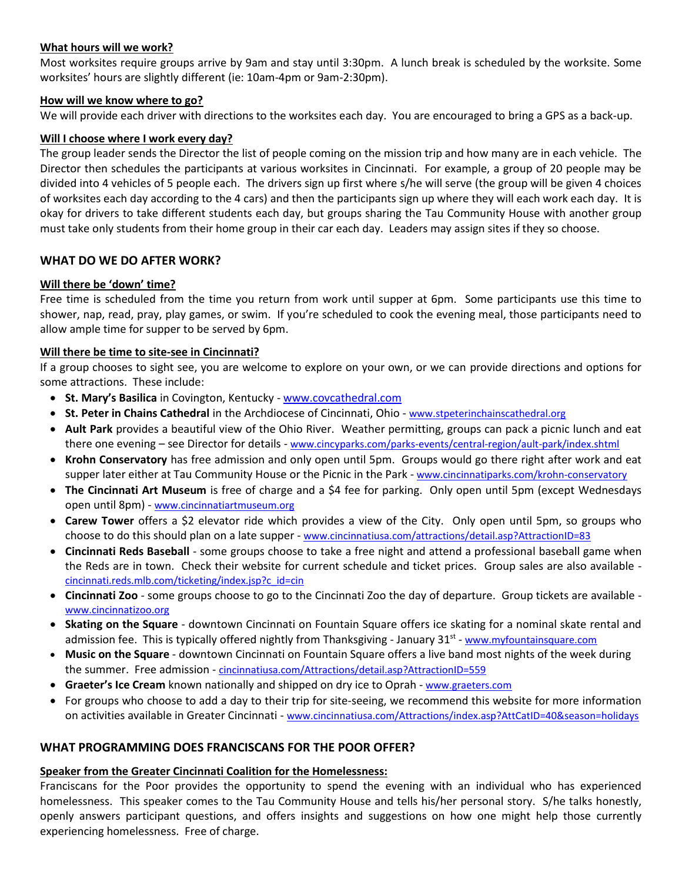#### What hours will we work?

Most worksites require groups arrive by 9am and stay until 3:30pm. A lunch break is scheduled by the worksite. Some worksites' hours are slightly different (ie: 10am-4pm or 9am-2:30pm).

#### How will we know where to go?

We will provide each driver with directions to the worksites each day. You are encouraged to bring a GPS as a back-up.

#### Will I choose where I work every day?

The group leader sends the Director the list of people coming on the mission trip and how many are in each vehicle. The Director then schedules the participants at various worksites in Cincinnati. For example, a group of 20 people may be divided into 4 vehicles of 5 people each. The drivers sign up first where s/he will serve (the group will be given 4 choices of worksites each day according to the 4 cars) and then the participants sign up where they will each work each day. It is okay for drivers to take different students each day, but groups sharing the Tau Community House with another group must take only students from their home group in their car each day. Leaders may assign sites if they so choose.

### WHAT DO WE DO AFTER WORK?

#### Will there be 'down' time?

Free time is scheduled from the time you return from work until supper at 6pm. Some participants use this time to shower, nap, read, pray, play games, or swim. If you're scheduled to cook the evening meal, those participants need to allow ample time for supper to be served by 6pm.

#### Will there be time to site-see in Cincinnati?

If a group chooses to sight see, you are welcome to explore on your own, or we can provide directions and options for some attractions. These include:

- **St. Mary's Basilica** in Covington, Kentucky - www.covcathedral.com
- **St. Peter in Chains Cathedral** in the Archdiocese of Cincinnati, Ohio - www.stpeterinchainscathedral.org
- **Ault Park** provides a beautiful view of the Ohio River. Weather permitting, groups can pack a picnic lunch and eat there one evening – see Director for details - www.cincyparks.com/parks-events/central-region/ault-park/index.shtml
- **Krohn Conservatory** has free admission and only open until 5pm. Groups would go there right after work and eat supper later either at Tau Community House or the Picnic in the Park - www.cincinnatiparks.com/krohn-conservatory
- **The Cincinnati Art Museum** is free of charge and a $4 fee for parking. Only open until 5pm (except Wednesdays open until 8pm) - www.cincinnatiartmuseum.org
- **Carew Tower** offers a $2 elevator ride which provides a view of the City. Only open until 5pm, so groups who choose to do this should plan on a late supper - www.cincinnatiusa.com/attractions/detail.asp?AttractionID=83
- **Cincinnati Reds Baseball** - some groups choose to take a free night and attend a professional baseball game when the Reds are in town. Check their website for current schedule and ticket prices. Group sales are also available - cincinnati.reds.mlb.com/ticketing/index.jsp?c_id=cin
- **Cincinnati Zoo** - some groups choose to go to the Cincinnati Zoo the day of departure. Group tickets are available - www.cincinnatizoo.org
- **Skating on the Square** - downtown Cincinnati on Fountain Square offers ice skating for a nominal skate rental and admission fee. This is typically offered nightly from Thanksgiving - January 31st - www.myfountainsquare.com
- **Music on the Square** - downtown Cincinnati on Fountain Square offers a live band most nights of the week during the summer. Free admission - cincinnatiusa.com/Attractions/detail.asp?AttractionID=559
- **Graeter's Ice Cream** known nationally and shipped on dry ice to Oprah - www.graeters.com
- For groups who choose to add a day to their trip for site-seeing, we recommend this website for more information on activities available in Greater Cincinnati - www.cincinnatiusa.com/Attractions/index.asp?AttCatID=40&season=holidays

### WHAT PROGRAMMING DOES FRANCISCANS FOR THE POOR OFFER?

#### Speaker from the Greater Cincinnati Coalition for the Homelessness:

Franciscans for the Poor provides the opportunity to spend the evening with an individual who has experienced homelessness. This speaker comes to the Tau Community House and tells his/her personal story. S/he talks honestly, openly answers participant questions, and offers insights and suggestions on how one might help those currently experiencing homelessness. Free of charge.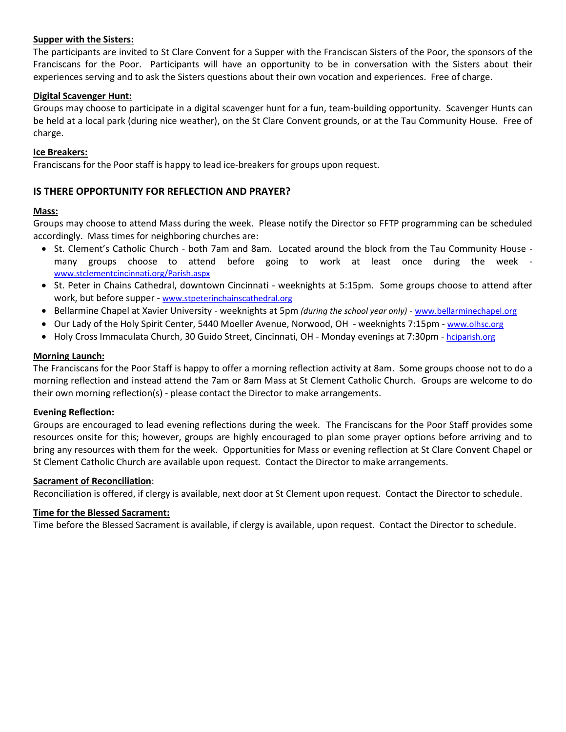**Supper with the Sisters:**

The participants are invited to St Clare Convent for a Supper with the Franciscan Sisters of the Poor, the sponsors of the Franciscans for the Poor. Participants will have an opportunity to be in conversation with the Sisters about their experiences serving and to ask the Sisters questions about their own vocation and experiences. Free of charge.

**Digital Scavenger Hunt:**

Groups may choose to participate in a digital scavenger hunt for a fun, team-building opportunity. Scavenger Hunts can be held at a local park (during nice weather), on the St Clare Convent grounds, or at the Tau Community House. Free of charge.

**Ice Breakers:**

Franciscans for the Poor staff is happy to lead ice-breakers for groups upon request.

## IS THERE OPPORTUNITY FOR REFLECTION AND PRAYER?

**Mass:**

Groups may choose to attend Mass during the week. Please notify the Director so FFTP programming can be scheduled accordingly. Mass times for neighboring churches are:

- St. Clement's Catholic Church - both 7am and 8am. Located around the block from the Tau Community House - many groups choose to attend before going to work at least once during the week - www.stclementcincinnati.org/Parish.aspx
- St. Peter in Chains Cathedral, downtown Cincinnati - weeknights at 5:15pm. Some groups choose to attend after work, but before supper - www.stpeterinchainscathedral.org
- Bellarmine Chapel at Xavier University - weeknights at 5pm *(during the school year only)* - www.bellarminechapel.org
- Our Lady of the Holy Spirit Center, 5440 Moeller Avenue, Norwood, OH - weeknights 7:15pm - www.olhsc.org
- Holy Cross Immaculata Church, 30 Guido Street, Cincinnati, OH - Monday evenings at 7:30pm - hciparish.org

**Morning Launch:**

The Franciscans for the Poor Staff is happy to offer a morning reflection activity at 8am. Some groups choose not to do a morning reflection and instead attend the 7am or 8am Mass at St Clement Catholic Church. Groups are welcome to do their own morning reflection(s) - please contact the Director to make arrangements.

**Evening Reflection:**

Groups are encouraged to lead evening reflections during the week. The Franciscans for the Poor Staff provides some resources onsite for this; however, groups are highly encouraged to plan some prayer options before arriving and to bring any resources with them for the week. Opportunities for Mass or evening reflection at St Clare Convent Chapel or St Clement Catholic Church are available upon request. Contact the Director to make arrangements.

**Sacrament of Reconciliation**:

Reconciliation is offered, if clergy is available, next door at St Clement upon request. Contact the Director to schedule.

**Time for the Blessed Sacrament:**

Time before the Blessed Sacrament is available, if clergy is available, upon request. Contact the Director to schedule.